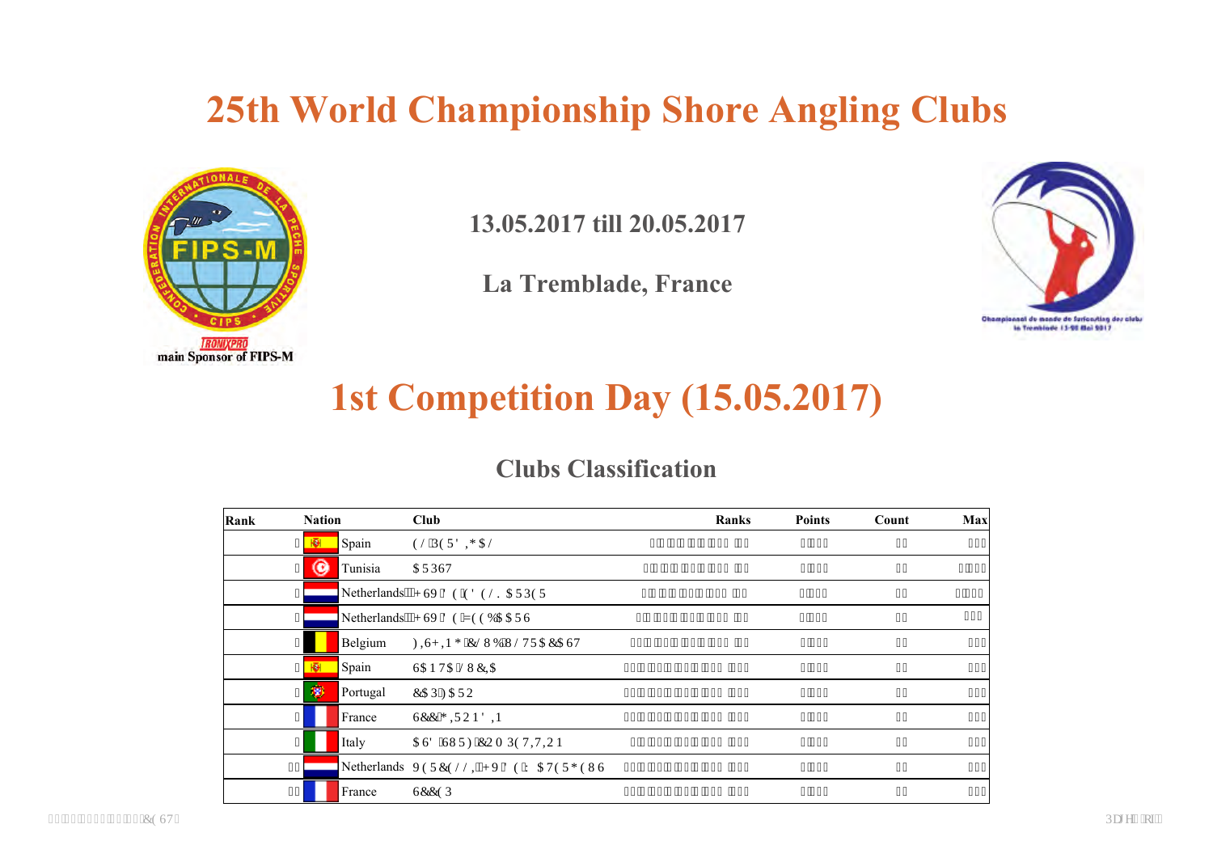# 25th World Championship Shore Angling Clubs

main Sponsor of FIPS-M

**13.05.2017 till 20.05.2017**

**La Tremblade, France**

# 1st Competition Day (15.05.2017)

## Clubs Classification

| Rank | Nation | Club | Ranks | Points | Count | Max |
|---|---|---|---|---|---|---|
| 1 | Spain | EL PERDIGAL | | | | |
| 2 | Tunisia | ARPST | | | | |
| 3 | Netherlands | HSV DE EDELKARPER | | | | |
| 4 | Netherlands | HSV DE ZEEBAARS | | | | |
| 5 | Belgium | FISHING CLUB ULTRACAST | | | | |
| 6 | Spain | SANTA LUCIA | | | | |
| 7 | Portugal | CAP FARO | | | | |
| 8 | France | SCC GIRONDIN | | | | |
| 9 | Italy | ASD SURF COMPETITION | | | | |
| 10 | Netherlands | VERCELLI HVD DE WATERGEUS | | | | |
| 11 | France | SCCEP | | | | |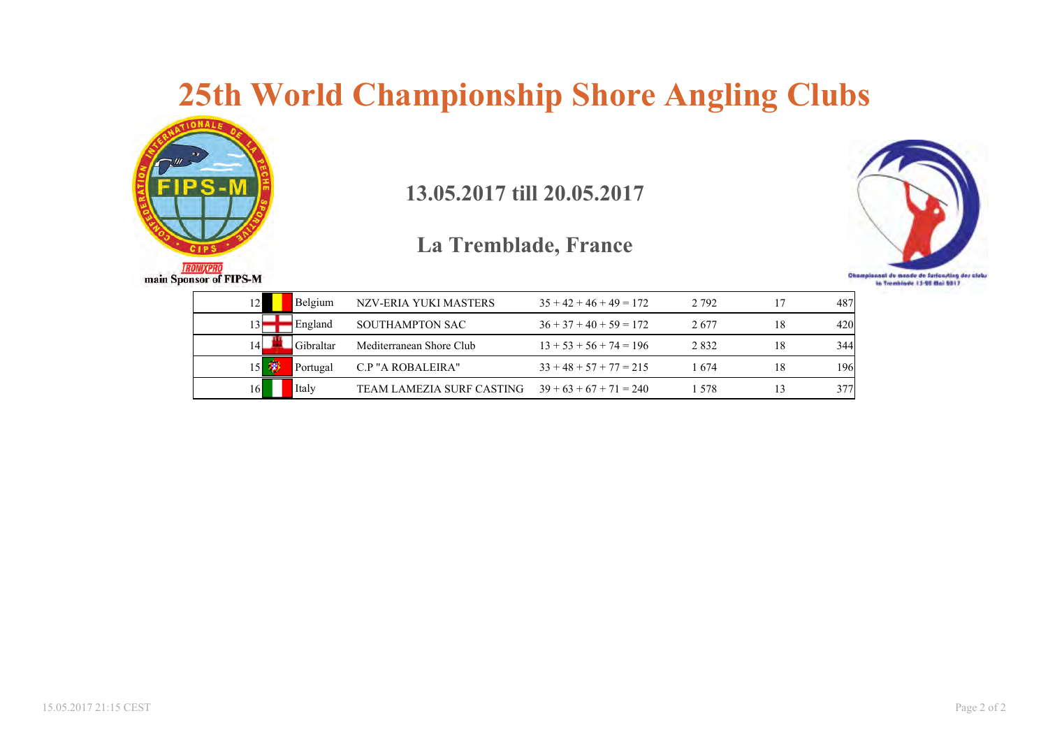# 25th World Championship Shore Angling Clubs

## 13.05.2017 till 20.05.2017

## La Tremblade, France

TRONIXPRO
main Sponsor of FIPS-M

| | | | | | | |
|---|---|---|---|---|---|---|
| 12 | Belgium | NZV-ERIA YUKI MASTERS | 35 + 42 + 46 + 49 = 172 | 2 792 | 17 | 487 |
| 13 | England | SOUTHAMPTON SAC | 36 + 37 + 40 + 59 = 172 | 2 677 | 18 | 420 |
| 14 | Gibraltar | Mediterranean Shore Club | 13 + 53 + 56 + 74 = 196 | 2 832 | 18 | 344 |
| 15 | Portugal | C.P "A ROBALEIRA" | 33 + 48 + 57 + 77 = 215 | 1 674 | 18 | 196 |
| 16 | Italy | TEAM LAMEZIA SURF CASTING | 39 + 63 + 67 + 71 = 240 | 1 578 | 13 | 377 |

15.05.2017 21:15 CEST